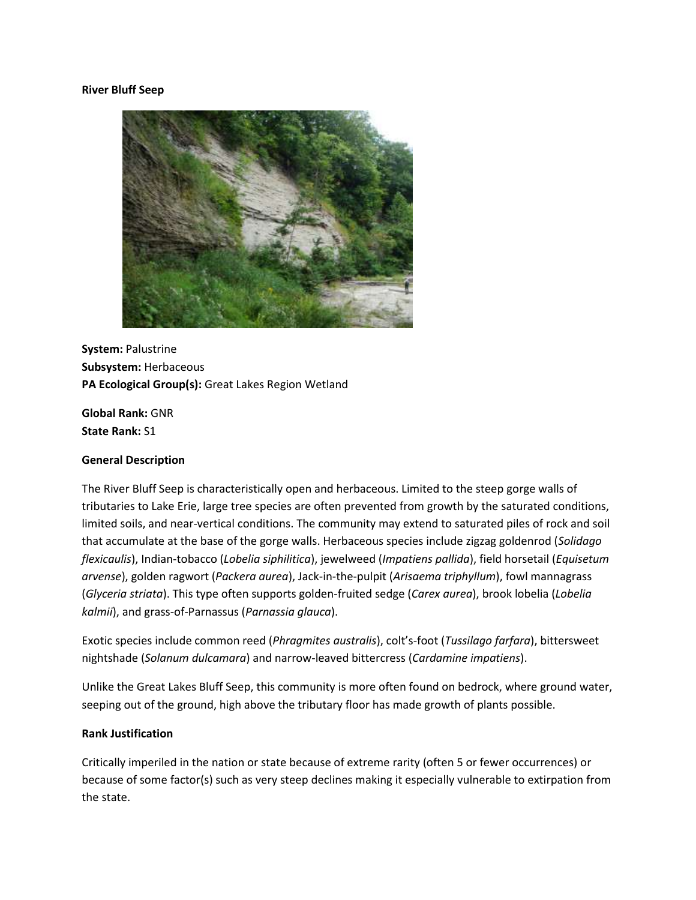# River Bluff Seep

**System:** Palustrine
**Subsystem:** Herbaceous
**PA Ecological Group(s):** Great Lakes Region Wetland

**Global Rank:** GNR
**State Rank:** S1

## General Description

The River Bluff Seep is characteristically open and herbaceous. Limited to the steep gorge walls of tributaries to Lake Erie, large tree species are often prevented from growth by the saturated conditions, limited soils, and near-vertical conditions. The community may extend to saturated piles of rock and soil that accumulate at the base of the gorge walls. Herbaceous species include zigzag goldenrod (*Solidago flexicaulis*), Indian-tobacco (*Lobelia siphilitica*), jewelweed (*Impatiens pallida*), field horsetail (*Equisetum arvense*), golden ragwort (*Packera aurea*), Jack-in-the-pulpit (*Arisaema triphyllum*), fowl mannagrass (*Glyceria striata*). This type often supports golden-fruited sedge (*Carex aurea*), brook lobelia (*Lobelia kalmii*), and grass-of-Parnassus (*Parnassia glauca*).

Exotic species include common reed (*Phragmites australis*), colt's-foot (*Tussilago farfara*), bittersweet nightshade (*Solanum dulcamara*) and narrow-leaved bittercress (*Cardamine impatiens*).

Unlike the Great Lakes Bluff Seep, this community is more often found on bedrock, where ground water, seeping out of the ground, high above the tributary floor has made growth of plants possible.

## Rank Justification

Critically imperiled in the nation or state because of extreme rarity (often 5 or fewer occurrences) or because of some factor(s) such as very steep declines making it especially vulnerable to extirpation from the state.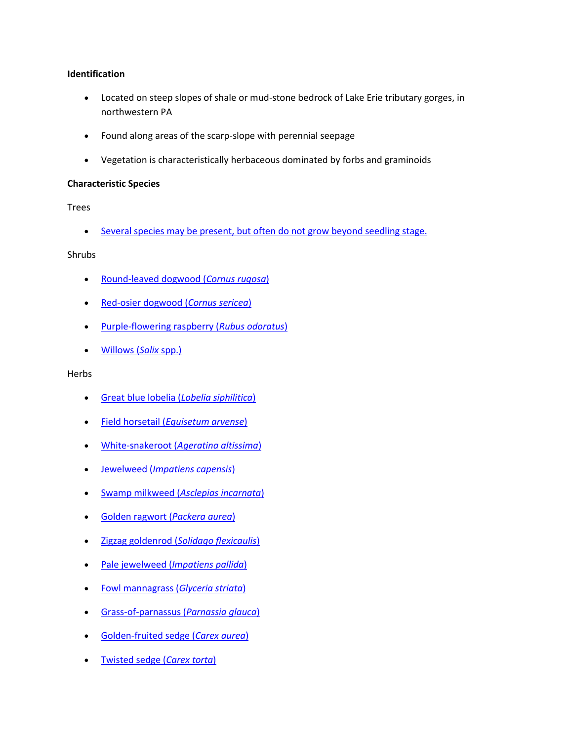**Identification**

- Located on steep slopes of shale or mud-stone bedrock of Lake Erie tributary gorges, in northwestern PA
- Found along areas of the scarp-slope with perennial seepage
- Vegetation is characteristically herbaceous dominated by forbs and graminoids

**Characteristic Species**

Trees

- Several species may be present, but often do not grow beyond seedling stage.

Shrubs

- Round-leaved dogwood (*Cornus rugosa*)
- Red-osier dogwood (*Cornus sericea*)
- Purple-flowering raspberry (*Rubus odoratus*)
- Willows (*Salix* spp.)

Herbs

- Great blue lobelia (*Lobelia siphilitica*)
- Field horsetail (*Equisetum arvense*)
- White-snakeroot (*Ageratina altissima*)
- Jewelweed (*Impatiens capensis*)
- Swamp milkweed (*Asclepias incarnata*)
- Golden ragwort (*Packera aurea*)
- Zigzag goldenrod (*Solidago flexicaulis*)
- Pale jewelweed (*Impatiens pallida*)
- Fowl mannagrass (*Glyceria striata*)
- Grass-of-parnassus (*Parnassia glauca*)
- Golden-fruited sedge (*Carex aurea*)
- Twisted sedge (*Carex torta*)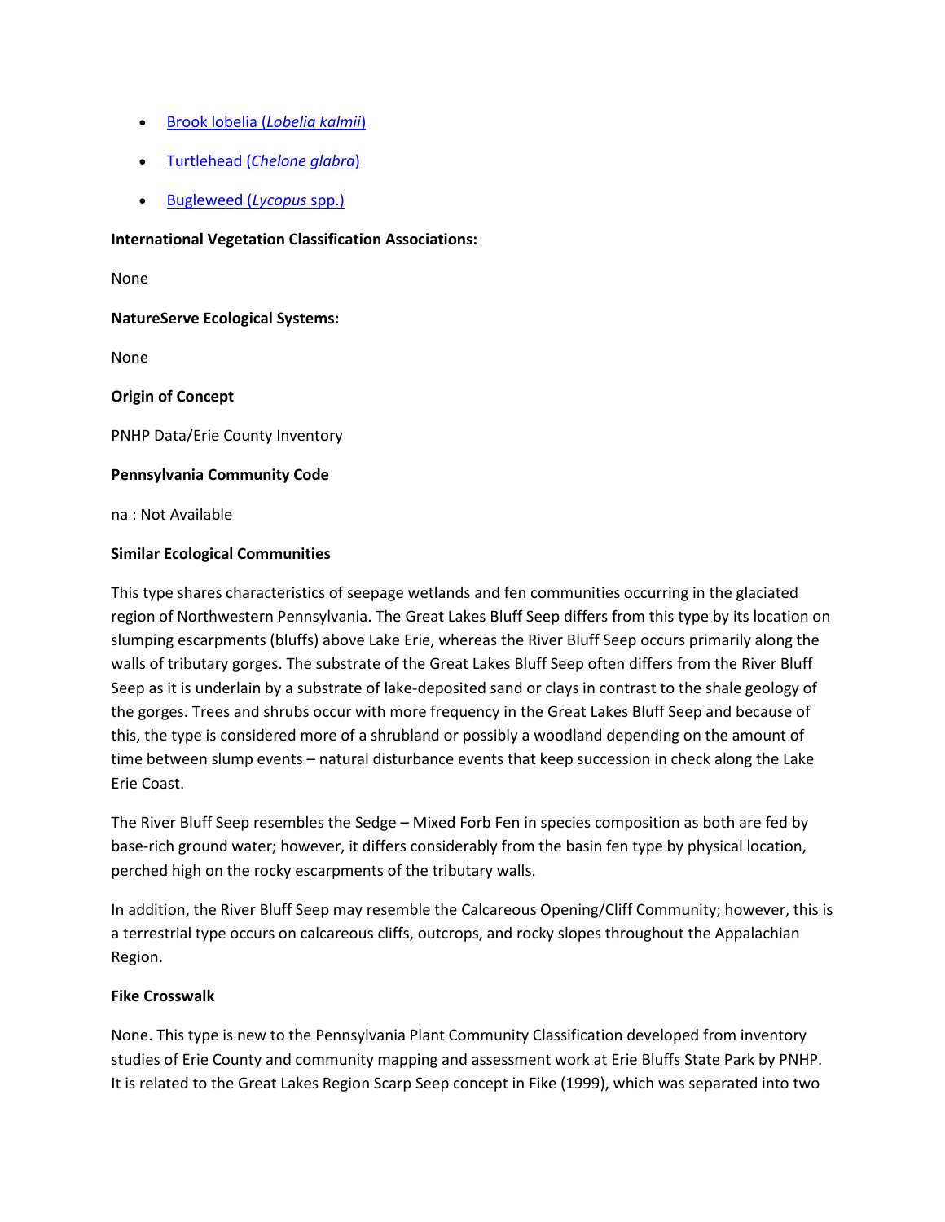- [Brook lobelia (*Lobelia kalmii*)]()
- [Turtlehead (*Chelone glabra*)]()
- [Bugleweed (*Lycopus* spp.)]()

**International Vegetation Classification Associations:**

None

**NatureServe Ecological Systems:**

None

**Origin of Concept**

PNHP Data/Erie County Inventory

**Pennsylvania Community Code**

na : Not Available

**Similar Ecological Communities**

This type shares characteristics of seepage wetlands and fen communities occurring in the glaciated region of Northwestern Pennsylvania. The Great Lakes Bluff Seep differs from this type by its location on slumping escarpments (bluffs) above Lake Erie, whereas the River Bluff Seep occurs primarily along the walls of tributary gorges. The substrate of the Great Lakes Bluff Seep often differs from the River Bluff Seep as it is underlain by a substrate of lake-deposited sand or clays in contrast to the shale geology of the gorges. Trees and shrubs occur with more frequency in the Great Lakes Bluff Seep and because of this, the type is considered more of a shrubland or possibly a woodland depending on the amount of time between slump events – natural disturbance events that keep succession in check along the Lake Erie Coast.

The River Bluff Seep resembles the Sedge – Mixed Forb Fen in species composition as both are fed by base-rich ground water; however, it differs considerably from the basin fen type by physical location, perched high on the rocky escarpments of the tributary walls.

In addition, the River Bluff Seep may resemble the Calcareous Opening/Cliff Community; however, this is a terrestrial type occurs on calcareous cliffs, outcrops, and rocky slopes throughout the Appalachian Region.

**Fike Crosswalk**

None. This type is new to the Pennsylvania Plant Community Classification developed from inventory studies of Erie County and community mapping and assessment work at Erie Bluffs State Park by PNHP. It is related to the Great Lakes Region Scarp Seep concept in Fike (1999), which was separated into two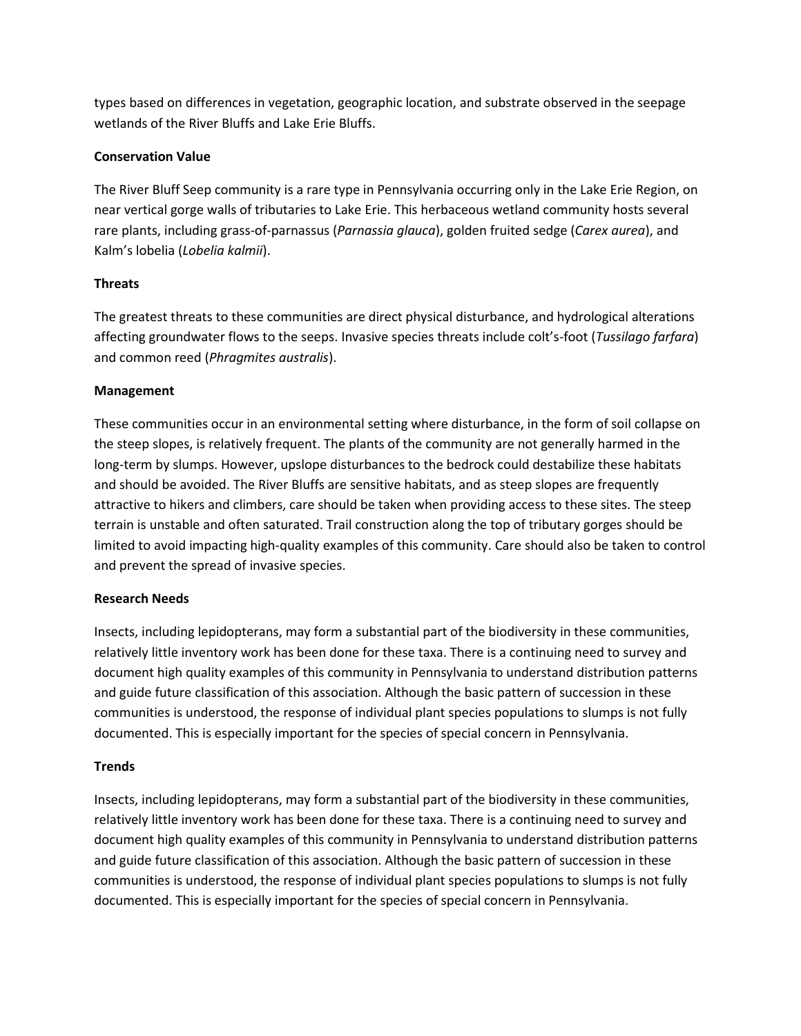types based on differences in vegetation, geographic location, and substrate observed in the seepage wetlands of the River Bluffs and Lake Erie Bluffs.

**Conservation Value**

The River Bluff Seep community is a rare type in Pennsylvania occurring only in the Lake Erie Region, on near vertical gorge walls of tributaries to Lake Erie. This herbaceous wetland community hosts several rare plants, including grass-of-parnassus (*Parnassia glauca*), golden fruited sedge (*Carex aurea*), and Kalm's lobelia (*Lobelia kalmii*).

**Threats**

The greatest threats to these communities are direct physical disturbance, and hydrological alterations affecting groundwater flows to the seeps. Invasive species threats include colt's-foot (*Tussilago farfara*) and common reed (*Phragmites australis*).

**Management**

These communities occur in an environmental setting where disturbance, in the form of soil collapse on the steep slopes, is relatively frequent. The plants of the community are not generally harmed in the long-term by slumps. However, upslope disturbances to the bedrock could destabilize these habitats and should be avoided. The River Bluffs are sensitive habitats, and as steep slopes are frequently attractive to hikers and climbers, care should be taken when providing access to these sites. The steep terrain is unstable and often saturated. Trail construction along the top of tributary gorges should be limited to avoid impacting high-quality examples of this community. Care should also be taken to control and prevent the spread of invasive species.

**Research Needs**

Insects, including lepidopterans, may form a substantial part of the biodiversity in these communities, relatively little inventory work has been done for these taxa. There is a continuing need to survey and document high quality examples of this community in Pennsylvania to understand distribution patterns and guide future classification of this association. Although the basic pattern of succession in these communities is understood, the response of individual plant species populations to slumps is not fully documented. This is especially important for the species of special concern in Pennsylvania.

**Trends**

Insects, including lepidopterans, may form a substantial part of the biodiversity in these communities, relatively little inventory work has been done for these taxa. There is a continuing need to survey and document high quality examples of this community in Pennsylvania to understand distribution patterns and guide future classification of this association. Although the basic pattern of succession in these communities is understood, the response of individual plant species populations to slumps is not fully documented. This is especially important for the species of special concern in Pennsylvania.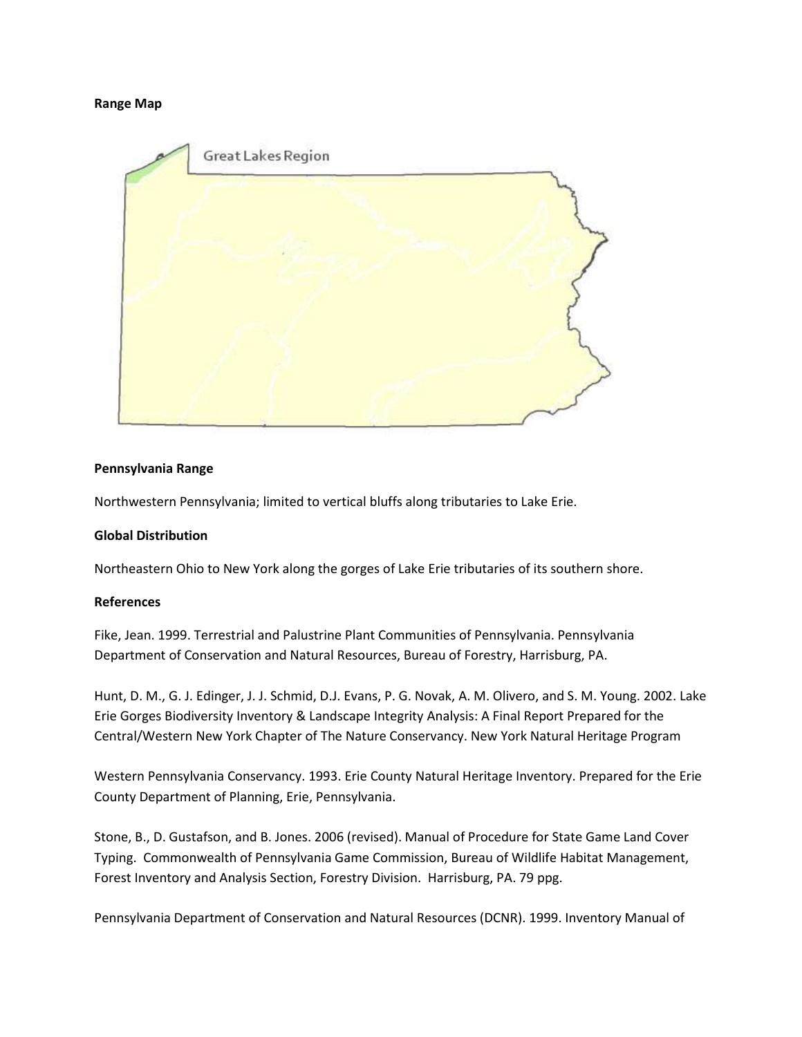**Range Map**

Great Lakes Region

**Pennsylvania Range**

Northwestern Pennsylvania; limited to vertical bluffs along tributaries to Lake Erie.

**Global Distribution**

Northeastern Ohio to New York along the gorges of Lake Erie tributaries of its southern shore.

**References**

Fike, Jean. 1999. Terrestrial and Palustrine Plant Communities of Pennsylvania. Pennsylvania Department of Conservation and Natural Resources, Bureau of Forestry, Harrisburg, PA.

Hunt, D. M., G. J. Edinger, J. J. Schmid, D.J. Evans, P. G. Novak, A. M. Olivero, and S. M. Young. 2002. Lake Erie Gorges Biodiversity Inventory & Landscape Integrity Analysis: A Final Report Prepared for the Central/Western New York Chapter of The Nature Conservancy. New York Natural Heritage Program

Western Pennsylvania Conservancy. 1993. Erie County Natural Heritage Inventory. Prepared for the Erie County Department of Planning, Erie, Pennsylvania.

Stone, B., D. Gustafson, and B. Jones. 2006 (revised). Manual of Procedure for State Game Land Cover Typing. Commonwealth of Pennsylvania Game Commission, Bureau of Wildlife Habitat Management, Forest Inventory and Analysis Section, Forestry Division. Harrisburg, PA. 79 ppg.

Pennsylvania Department of Conservation and Natural Resources (DCNR). 1999. Inventory Manual of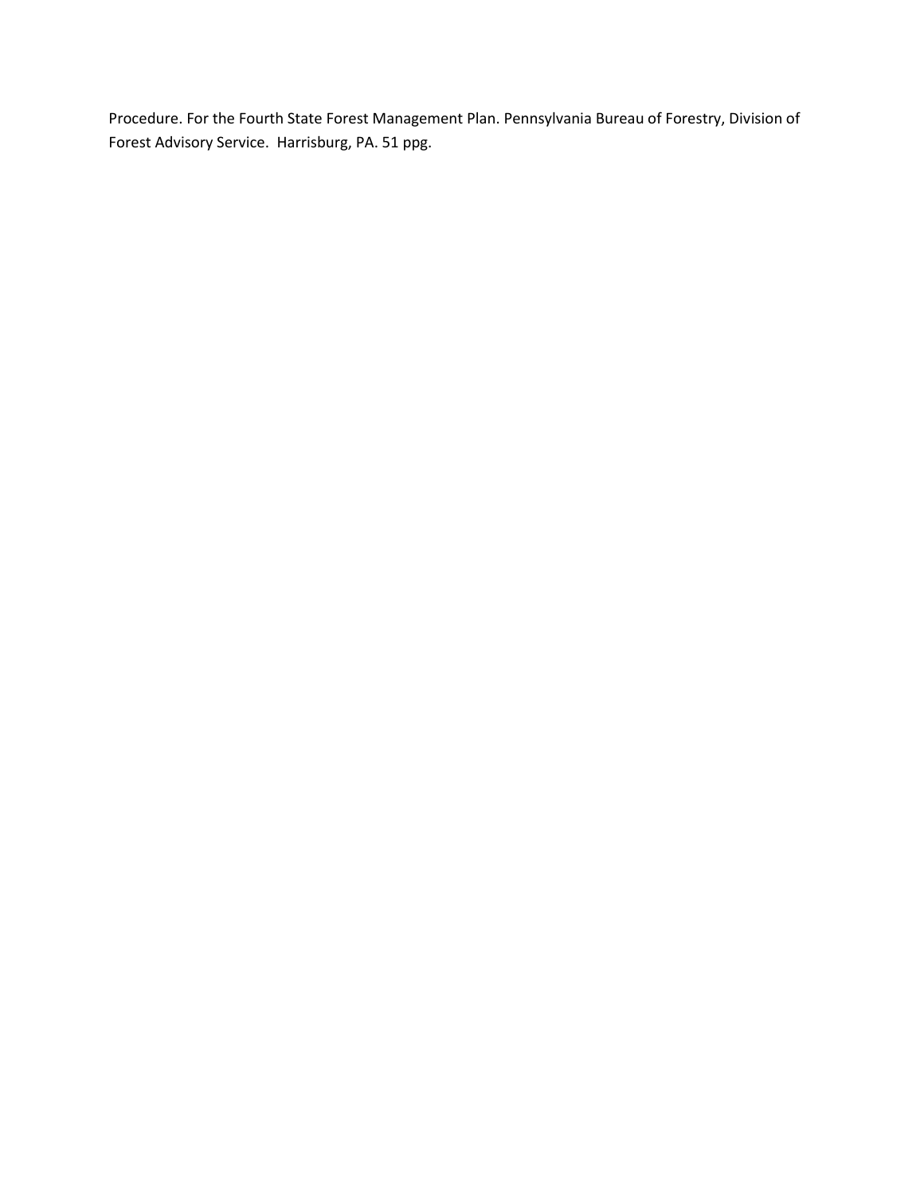Procedure. For the Fourth State Forest Management Plan. Pennsylvania Bureau of Forestry, Division of Forest Advisory Service. Harrisburg, PA. 51 ppg.